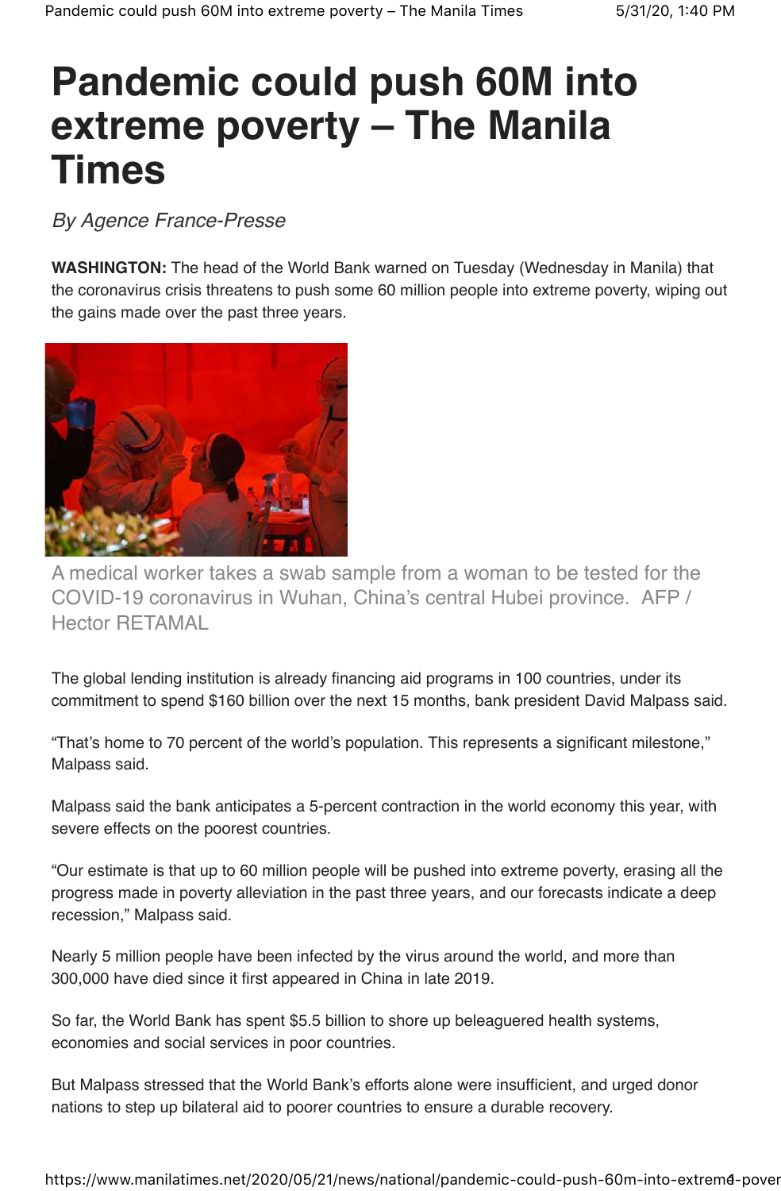# Pandemic could push 60M into extreme poverty – The Manila Times

*By Agence France-Presse*

**WASHINGTON:** The head of the World Bank warned on Tuesday (Wednesday in Manila) that the coronavirus crisis threatens to push some 60 million people into extreme poverty, wiping out the gains made over the past three years.

A medical worker takes a swab sample from a woman to be tested for the COVID-19 coronavirus in Wuhan, China's central Hubei province. AFP / Hector RETAMAL

The global lending institution is already financing aid programs in 100 countries, under its commitment to spend $160 billion over the next 15 months, bank president David Malpass said.

"That's home to 70 percent of the world's population. This represents a significant milestone," Malpass said.

Malpass said the bank anticipates a 5-percent contraction in the world economy this year, with severe effects on the poorest countries.

"Our estimate is that up to 60 million people will be pushed into extreme poverty, erasing all the progress made in poverty alleviation in the past three years, and our forecasts indicate a deep recession," Malpass said.

Nearly 5 million people have been infected by the virus around the world, and more than 300,000 have died since it first appeared in China in late 2019.

So far, the World Bank has spent $5.5 billion to shore up beleaguered health systems, economies and social services in poor countries.

But Malpass stressed that the World Bank's efforts alone were insufficient, and urged donor nations to step up bilateral aid to poorer countries to ensure a durable recovery.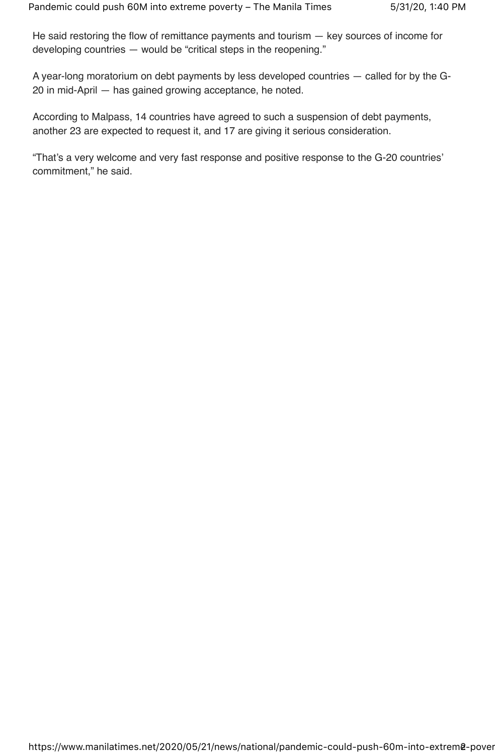He said restoring the flow of remittance payments and tourism — key sources of income for developing countries — would be "critical steps in the reopening."

A year-long moratorium on debt payments by less developed countries — called for by the G-20 in mid-April — has gained growing acceptance, he noted.

According to Malpass, 14 countries have agreed to such a suspension of debt payments, another 23 are expected to request it, and 17 are giving it serious consideration.

"That's a very welcome and very fast response and positive response to the G-20 countries' commitment," he said.